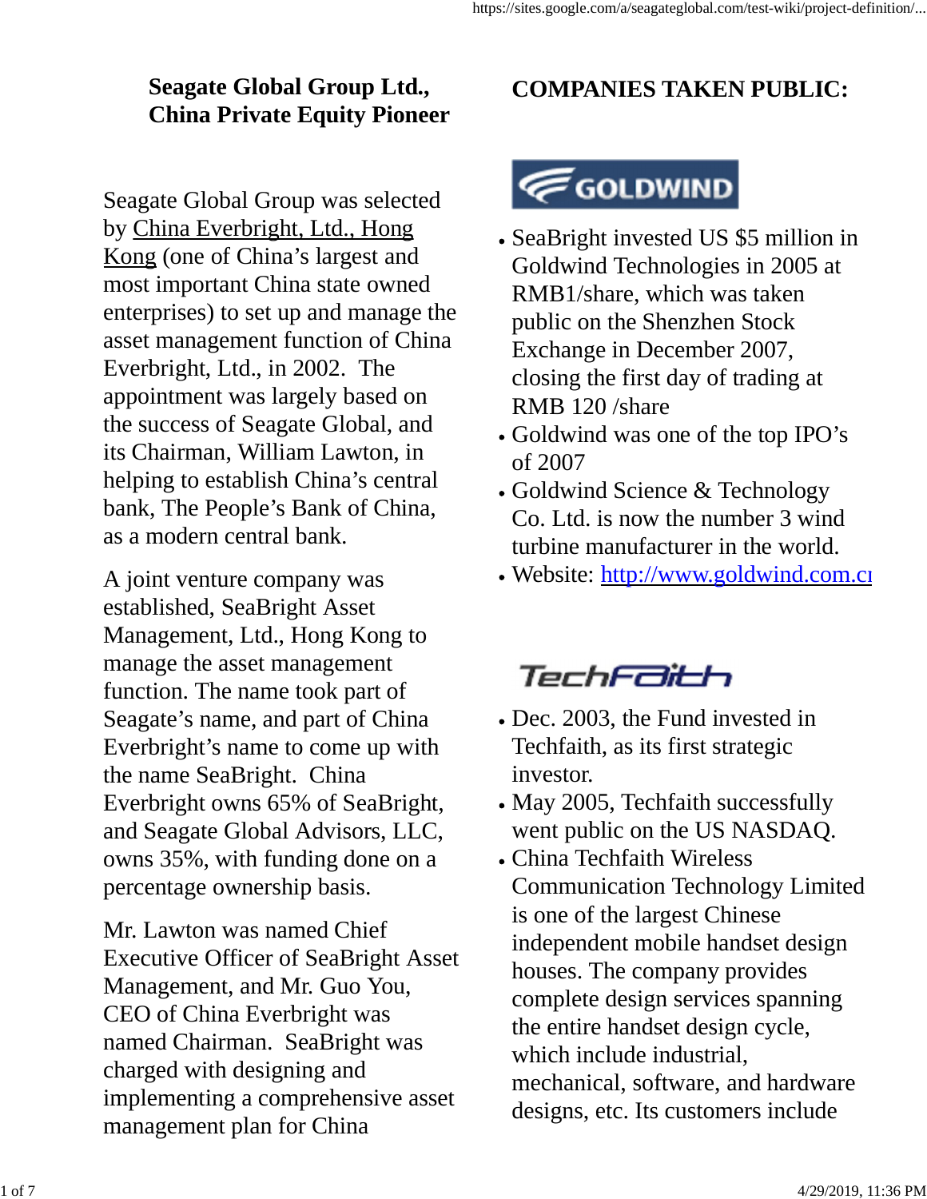## Seagate Global Group Ltd., China Private Equity Pioneer

Seagate Global Group was selected by China Everbright, Ltd., Hong Kong (one of China's largest and most important China state owned enterprises) to set up and manage the asset management function of China Everbright, Ltd., in 2002. The appointment was largely based on the success of Seagate Global, and its Chairman, William Lawton, in helping to establish China's central bank, The People's Bank of China, as a modern central bank.

A joint venture company was established, SeaBright Asset Management, Ltd., Hong Kong to manage the asset management function. The name took part of Seagate's name, and part of China Everbright's name to come up with the name SeaBright. China Everbright owns 65% of SeaBright, and Seagate Global Advisors, LLC, owns 35%, with funding done on a percentage ownership basis.

Mr. Lawton was named Chief Executive Officer of SeaBright Asset Management, and Mr. Guo You, CEO of China Everbright was named Chairman. SeaBright was charged with designing and implementing a comprehensive asset management plan for China

## COMPANIES TAKEN PUBLIC:

GOLDWIND

- SeaBright invested US $5 million in Goldwind Technologies in 2005 at RMB1/share, which was taken public on the Shenzhen Stock Exchange in December 2007, closing the first day of trading at RMB 120 /share
- Goldwind was one of the top IPO's of 2007
- Goldwind Science & Technology Co. Ltd. is now the number 3 wind turbine manufacturer in the world.
- Website: http://www.goldwind.com.cn

TechFaith

- Dec. 2003, the Fund invested in Techfaith, as its first strategic investor.
- May 2005, Techfaith successfully went public on the US NASDAQ.
- China Techfaith Wireless Communication Technology Limited is one of the largest Chinese independent mobile handset design houses. The company provides complete design services spanning the entire handset design cycle, which include industrial, mechanical, software, and hardware designs, etc. Its customers include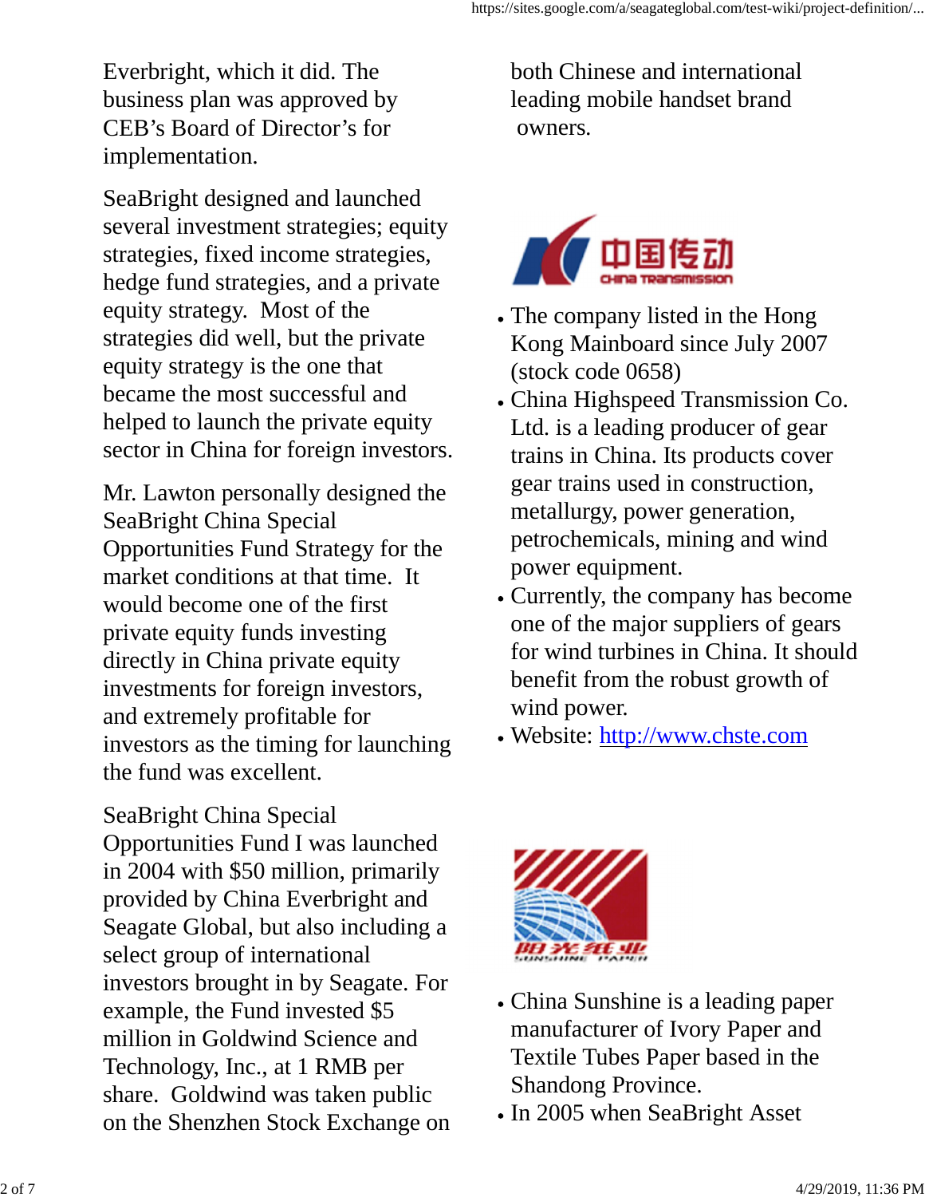Everbright, which it did. The business plan was approved by CEB's Board of Director's for implementation.

SeaBright designed and launched several investment strategies; equity strategies, fixed income strategies, hedge fund strategies, and a private equity strategy. Most of the strategies did well, but the private equity strategy is the one that became the most successful and helped to launch the private equity sector in China for foreign investors.

Mr. Lawton personally designed the SeaBright China Special Opportunities Fund Strategy for the market conditions at that time. It would become one of the first private equity funds investing directly in China private equity investments for foreign investors, and extremely profitable for investors as the timing for launching the fund was excellent.

SeaBright China Special Opportunities Fund I was launched in 2004 with $50 million, primarily provided by China Everbright and Seagate Global, but also including a select group of international investors brought in by Seagate. For example, the Fund invested $5 million in Goldwind Science and Technology, Inc., at 1 RMB per share. Goldwind was taken public on the Shenzhen Stock Exchange on

both Chinese and international leading mobile handset brand owners.

中国传动 China Transmission

- The company listed in the Hong Kong Mainboard since July 2007 (stock code 0658)
- China Highspeed Transmission Co. Ltd. is a leading producer of gear trains in China. Its products cover gear trains used in construction, metallurgy, power generation, petrochemicals, mining and wind power equipment.
- Currently, the company has become one of the major suppliers of gears for wind turbines in China. It should benefit from the robust growth of wind power.
- Website: [http://www.chste.com](http://www.chste.com)

阳光纸业 SUNSHINE PAPER

- China Sunshine is a leading paper manufacturer of Ivory Paper and Textile Tubes Paper based in the Shandong Province.
- In 2005 when SeaBright Asset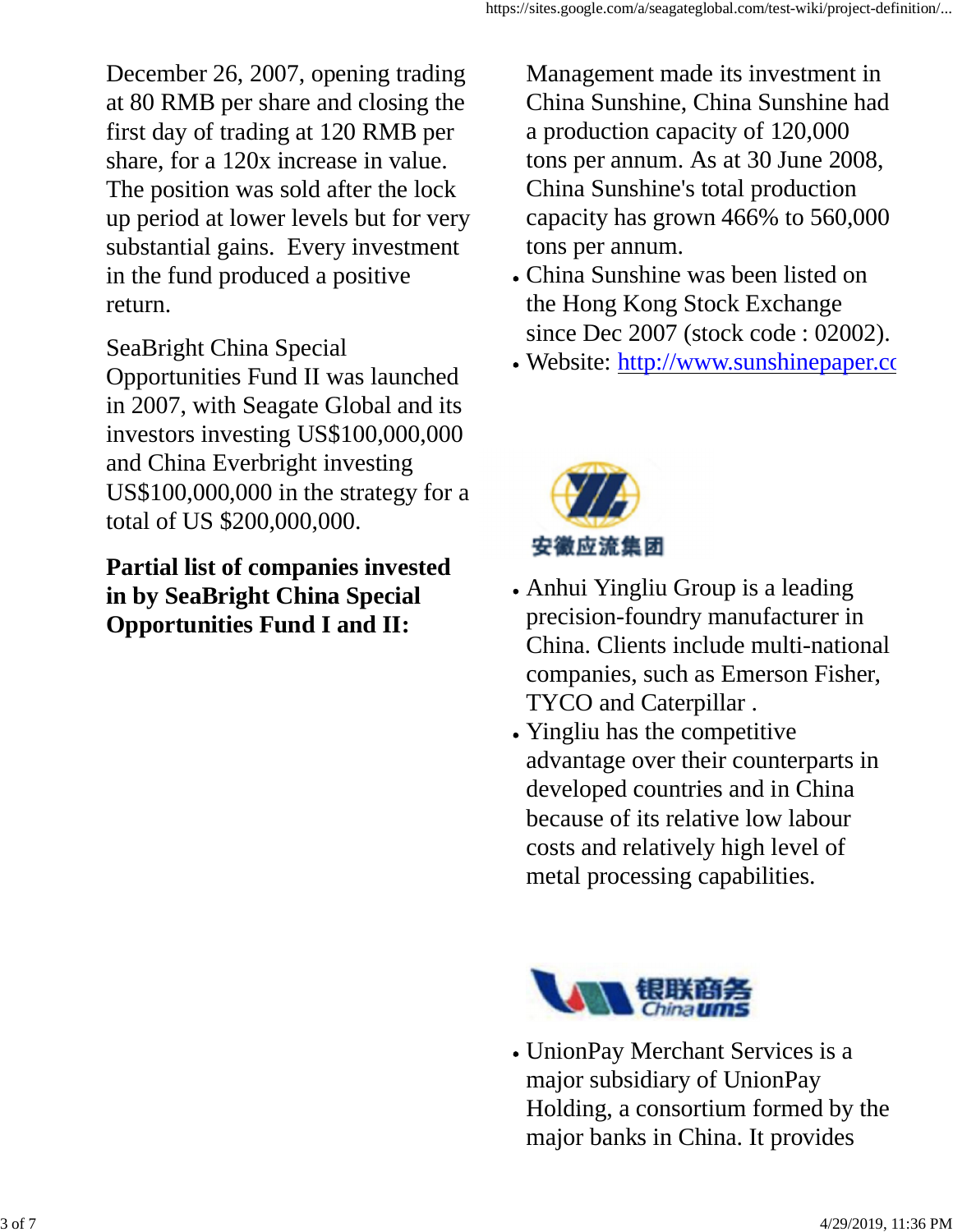December 26, 2007, opening trading at 80 RMB per share and closing the first day of trading at 120 RMB per share, for a 120x increase in value. The position was sold after the lock up period at lower levels but for very substantial gains. Every investment in the fund produced a positive return.

SeaBright China Special Opportunities Fund II was launched in 2007, with Seagate Global and its investors investing US$100,000,000 and China Everbright investing US$100,000,000 in the strategy for a total of US $200,000,000.

**Partial list of companies invested in by SeaBright China Special Opportunities Fund I and II:**

Management made its investment in China Sunshine, China Sunshine had a production capacity of 120,000 tons per annum. As at 30 June 2008, China Sunshine's total production capacity has grown 466% to 560,000 tons per annum.

- China Sunshine was been listed on the Hong Kong Stock Exchange since Dec 2007 (stock code : 02002).
- Website: http://www.sunshinepaper.cc

安徽应流集团

- Anhui Yingliu Group is a leading precision-foundry manufacturer in China. Clients include multi-national companies, such as Emerson Fisher, TYCO and Caterpillar .
- Yingliu has the competitive advantage over their counterparts in developed countries and in China because of its relative low labour costs and relatively high level of metal processing capabilities.

银联商务 China ums

- UnionPay Merchant Services is a major subsidiary of UnionPay Holding, a consortium formed by the major banks in China. It provides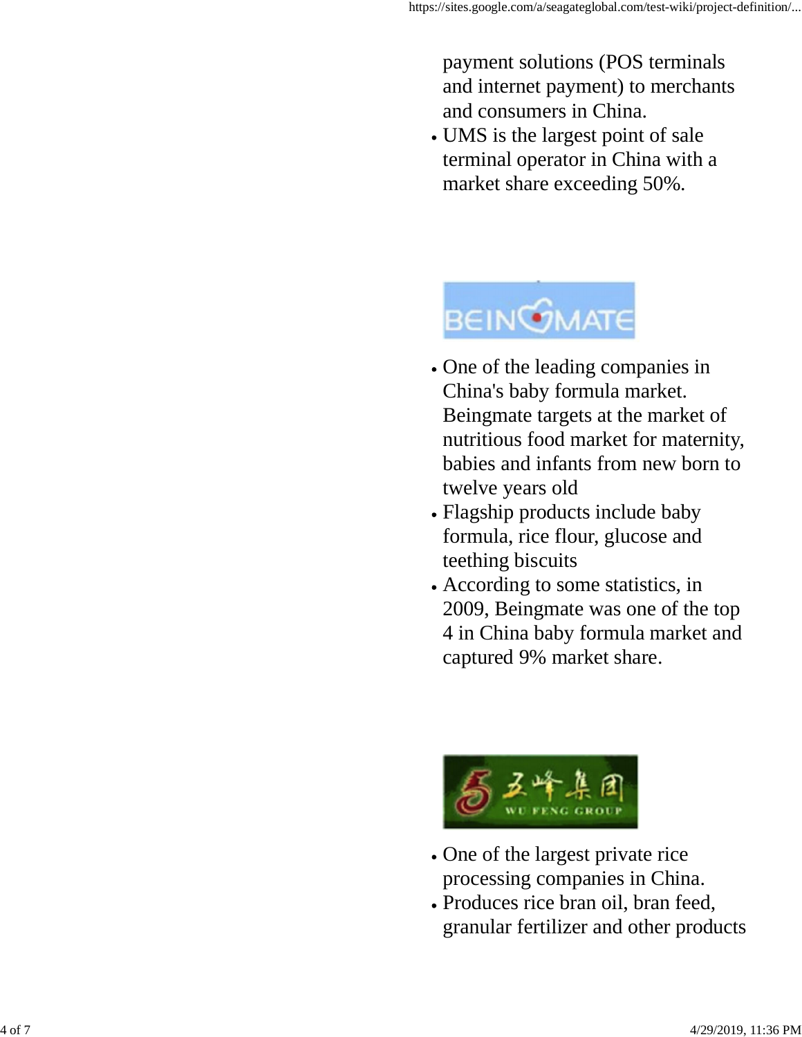payment solutions (POS terminals and internet payment) to merchants and consumers in China.

- UMS is the largest point of sale terminal operator in China with a market share exceeding 50%.

BEINGMATE

- One of the leading companies in China's baby formula market. Beingmate targets at the market of nutritious food market for maternity, babies and infants from new born to twelve years old
- Flagship products include baby formula, rice flour, glucose and teething biscuits
- According to some statistics, in 2009, Beingmate was one of the top 4 in China baby formula market and captured 9% market share.

五峰集团 WU FENG GROUP

- One of the largest private rice processing companies in China.
- Produces rice bran oil, bran feed, granular fertilizer and other products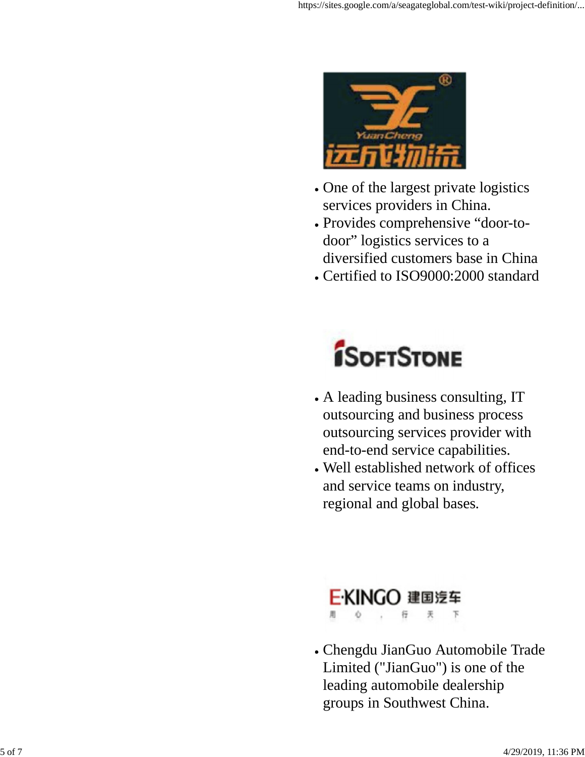- One of the largest private logistics services providers in China.
- Provides comprehensive “door-to-door” logistics services to a diversified customers base in China
- Certified to ISO9000:2000 standard

- A leading business consulting, IT outsourcing and business process outsourcing services provider with end-to-end service capabilities.
- Well established network of offices and service teams on industry, regional and global bases.

- Chengdu JianGuo Automobile Trade Limited ("JianGuo") is one of the leading automobile dealership groups in Southwest China.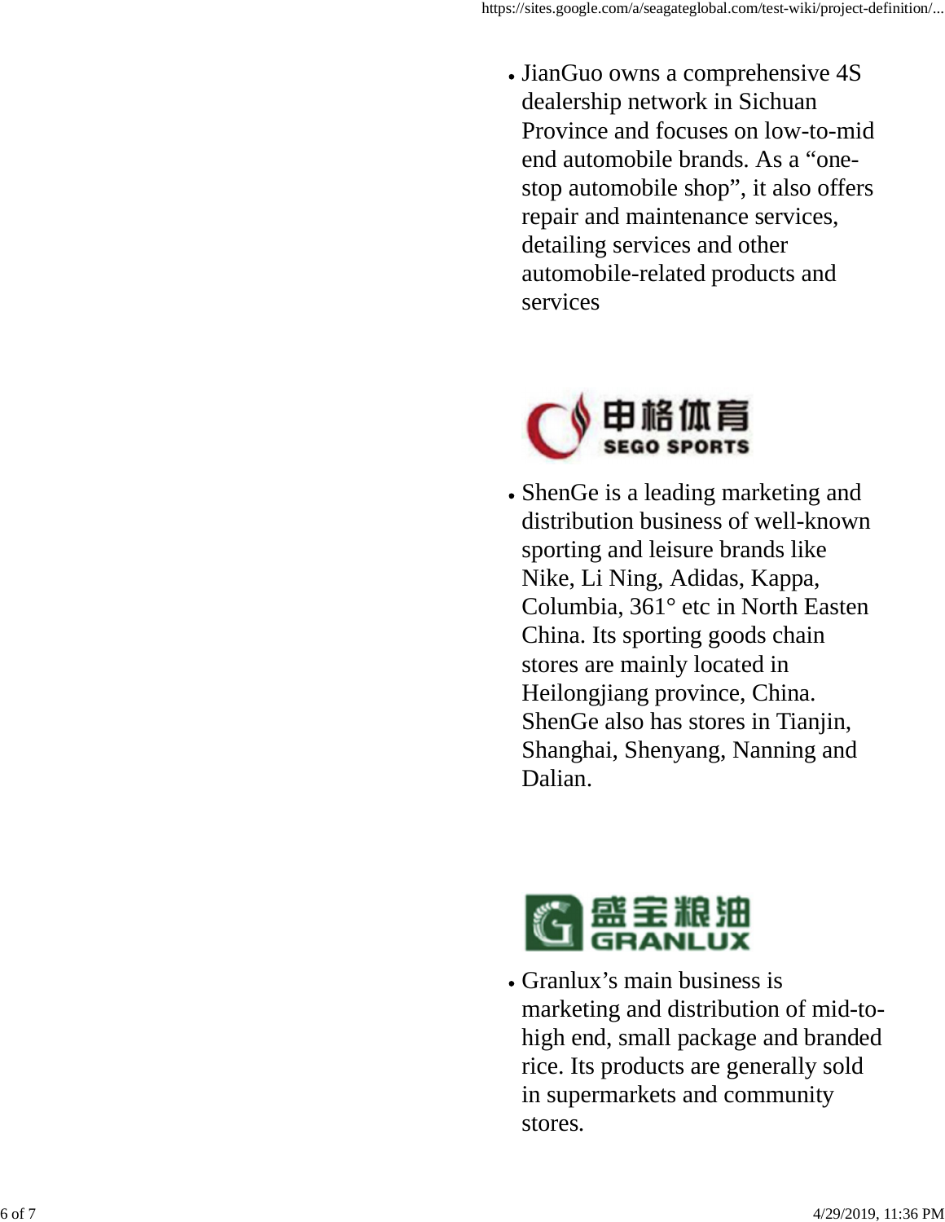- JianGuo owns a comprehensive 4S dealership network in Sichuan Province and focuses on low-to-mid end automobile brands. As a “one-stop automobile shop”, it also offers repair and maintenance services, detailing services and other automobile-related products and services

申格体育
SEGO SPORTS

- ShenGe is a leading marketing and distribution business of well-known sporting and leisure brands like Nike, Li Ning, Adidas, Kappa, Columbia, 361° etc in North Easten China. Its sporting goods chain stores are mainly located in Heilongjiang province, China. ShenGe also has stores in Tianjin, Shanghai, Shenyang, Nanning and Dalian.

盛宝粮油
GRANLUX

- Granlux’s main business is marketing and distribution of mid-to-high end, small package and branded rice. Its products are generally sold in supermarkets and community stores.